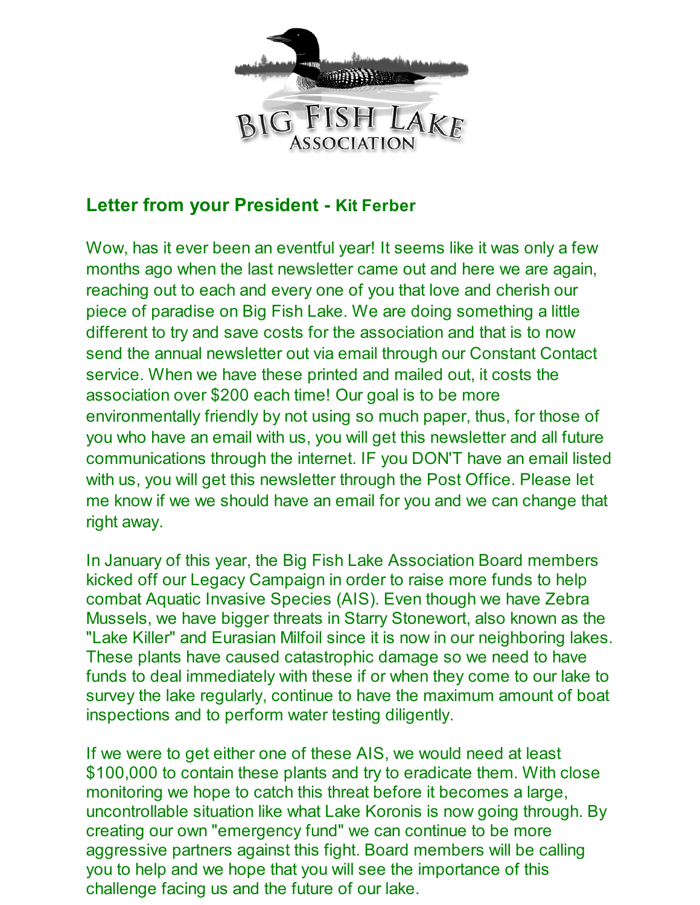# Big Fish Lake Association

## Letter from your President - Kit Ferber

Wow, has it ever been an eventful year! It seems like it was only a few months ago when the last newsletter came out and here we are again, reaching out to each and every one of you that love and cherish our piece of paradise on Big Fish Lake. We are doing something a little different to try and save costs for the association and that is to now send the annual newsletter out via email through our Constant Contact service. When we have these printed and mailed out, it costs the association over $200 each time! Our goal is to be more environmentally friendly by not using so much paper, thus, for those of you who have an email with us, you will get this newsletter and all future communications through the internet. IF you DON'T have an email listed with us, you will get this newsletter through the Post Office. Please let me know if we we should have an email for you and we can change that right away.

In January of this year, the Big Fish Lake Association Board members kicked off our Legacy Campaign in order to raise more funds to help combat Aquatic Invasive Species (AIS). Even though we have Zebra Mussels, we have bigger threats in Starry Stonewort, also known as the "Lake Killer" and Eurasian Milfoil since it is now in our neighboring lakes. These plants have caused catastrophic damage so we need to have funds to deal immediately with these if or when they come to our lake to survey the lake regularly, continue to have the maximum amount of boat inspections and to perform water testing diligently.

If we were to get either one of these AIS, we would need at least $100,000 to contain these plants and try to eradicate them. With close monitoring we hope to catch this threat before it becomes a large, uncontrollable situation like what Lake Koronis is now going through. By creating our own "emergency fund" we can continue to be more aggressive partners against this fight. Board members will be calling you to help and we hope that you will see the importance of this challenge facing us and the future of our lake.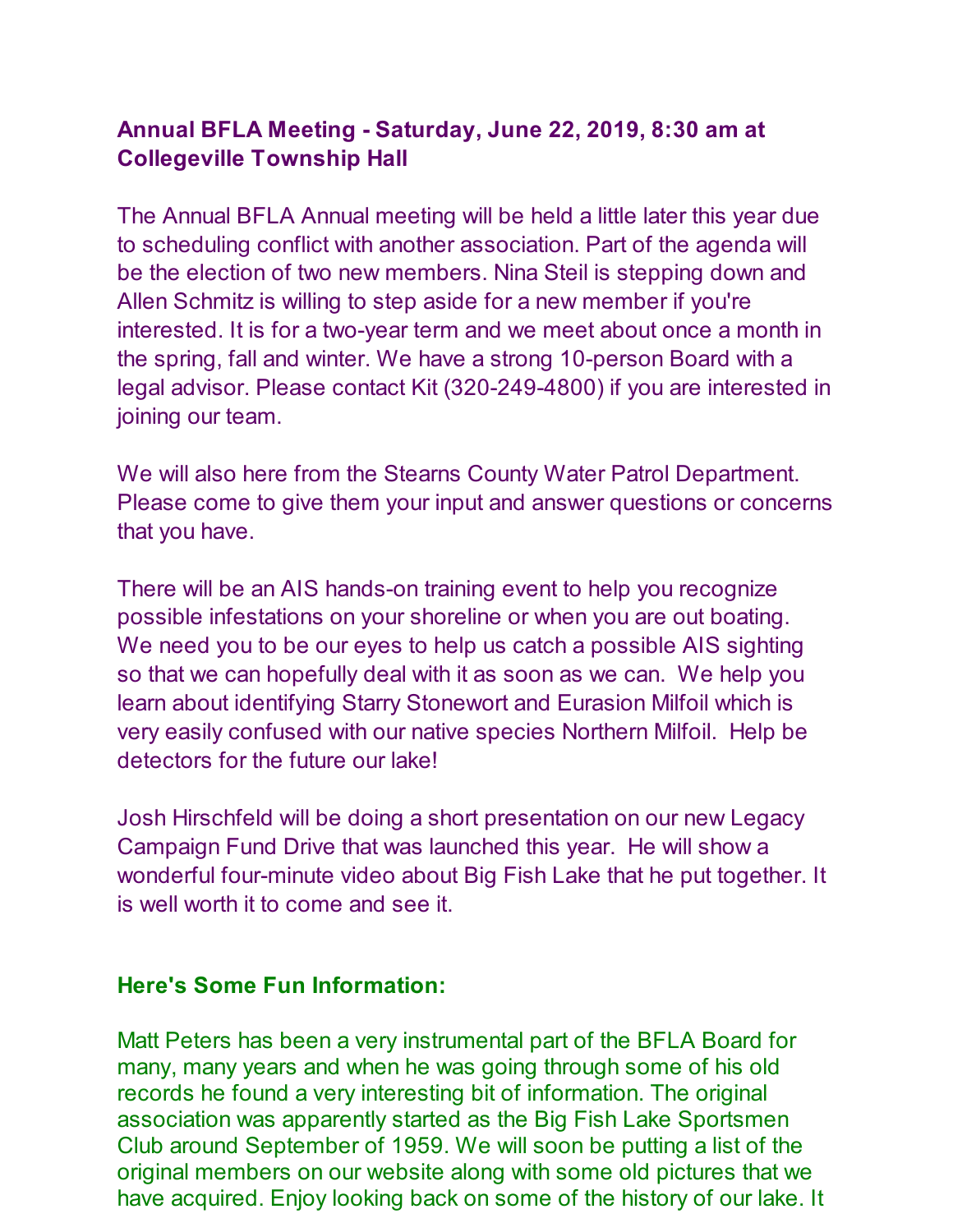### Annual BFLA Meeting - Saturday, June 22, 2019, 8:30 am at Collegeville Township Hall

The Annual BFLA Annual meeting will be held a little later this year due to scheduling conflict with another association. Part of the agenda will be the election of two new members. Nina Steil is stepping down and Allen Schmitz is willing to step aside for a new member if you're interested. It is for a two-year term and we meet about once a month in the spring, fall and winter. We have a strong 10-person Board with a legal advisor. Please contact Kit (320-249-4800) if you are interested in joining our team.

We will also here from the Stearns County Water Patrol Department. Please come to give them your input and answer questions or concerns that you have.

There will be an AIS hands-on training event to help you recognize possible infestations on your shoreline or when you are out boating. We need you to be our eyes to help us catch a possible AIS sighting so that we can hopefully deal with it as soon as we can. We help you learn about identifying Starry Stonewort and Eurasion Milfoil which is very easily confused with our native species Northern Milfoil. Help be detectors for the future our lake!

Josh Hirschfeld will be doing a short presentation on our new Legacy Campaign Fund Drive that was launched this year. He will show a wonderful four-minute video about Big Fish Lake that he put together. It is well worth it to come and see it.

### Here's Some Fun Information:

Matt Peters has been a very instrumental part of the BFLA Board for many, many years and when he was going through some of his old records he found a very interesting bit of information. The original association was apparently started as the Big Fish Lake Sportsmen Club around September of 1959. We will soon be putting a list of the original members on our website along with some old pictures that we have acquired. Enjoy looking back on some of the history of our lake. It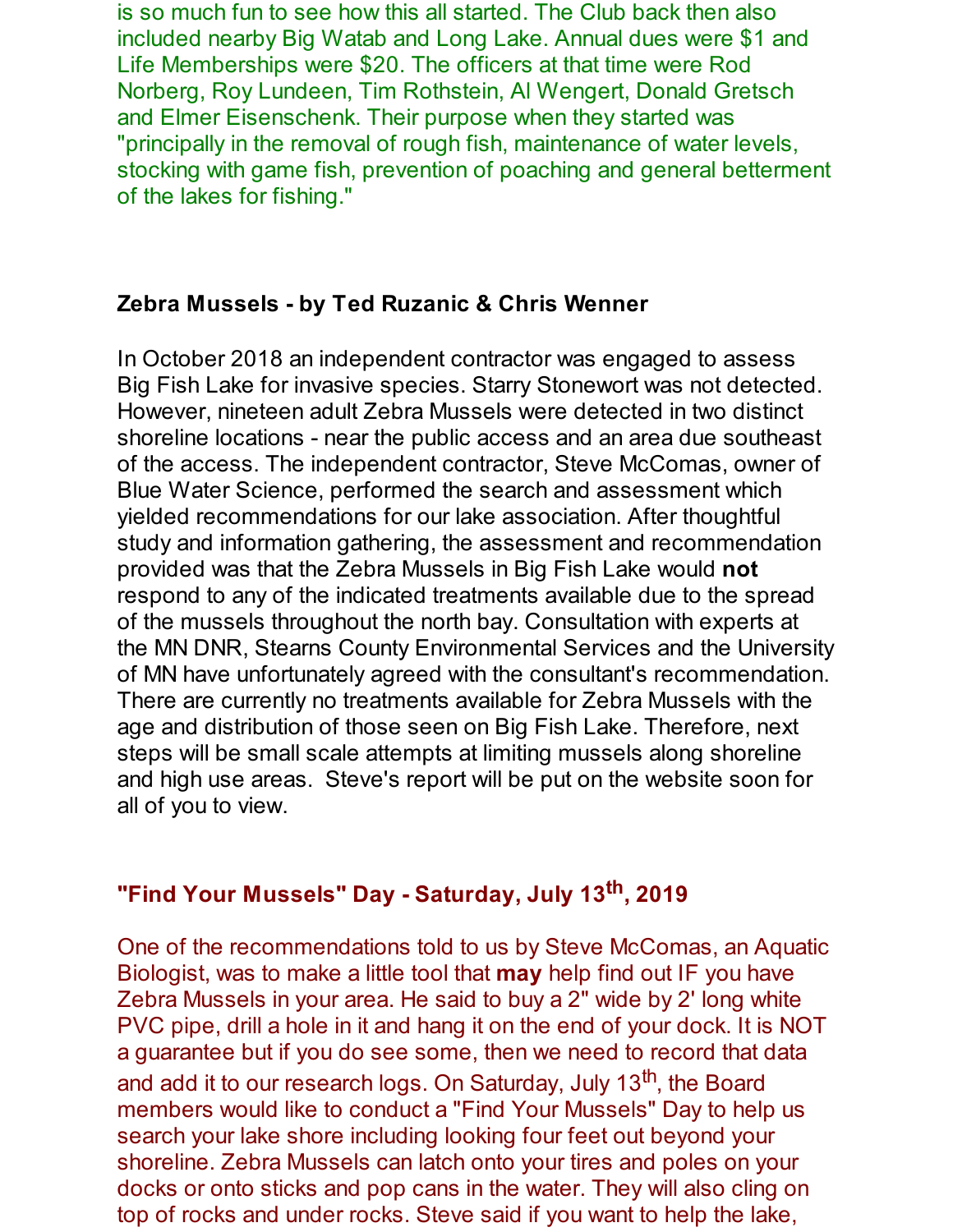is so much fun to see how this all started. The Club back then also included nearby Big Watab and Long Lake. Annual dues were $1 and Life Memberships were $20. The officers at that time were Rod Norberg, Roy Lundeen, Tim Rothstein, Al Wengert, Donald Gretsch and Elmer Eisenschenk. Their purpose when they started was "principally in the removal of rough fish, maintenance of water levels, stocking with game fish, prevention of poaching and general betterment of the lakes for fishing."

**Zebra Mussels - by Ted Ruzanic & Chris Wenner**

In October 2018 an independent contractor was engaged to assess Big Fish Lake for invasive species. Starry Stonewort was not detected. However, nineteen adult Zebra Mussels were detected in two distinct shoreline locations - near the public access and an area due southeast of the access. The independent contractor, Steve McComas, owner of Blue Water Science, performed the search and assessment which yielded recommendations for our lake association. After thoughtful study and information gathering, the assessment and recommendation provided was that the Zebra Mussels in Big Fish Lake would **not** respond to any of the indicated treatments available due to the spread of the mussels throughout the north bay. Consultation with experts at the MN DNR, Stearns County Environmental Services and the University of MN have unfortunately agreed with the consultant's recommendation. There are currently no treatments available for Zebra Mussels with the age and distribution of those seen on Big Fish Lake. Therefore, next steps will be small scale attempts at limiting mussels along shoreline and high use areas. Steve's report will be put on the website soon for all of you to view.

**"Find Your Mussels" Day - Saturday, July 13th, 2019**

One of the recommendations told to us by Steve McComas, an Aquatic Biologist, was to make a little tool that **may** help find out IF you have Zebra Mussels in your area. He said to buy a 2" wide by 2' long white PVC pipe, drill a hole in it and hang it on the end of your dock. It is NOT a guarantee but if you do see some, then we need to record that data and add it to our research logs. On Saturday, July 13th, the Board members would like to conduct a "Find Your Mussels" Day to help us search your lake shore including looking four feet out beyond your shoreline. Zebra Mussels can latch onto your tires and poles on your docks or onto sticks and pop cans in the water. They will also cling on top of rocks and under rocks. Steve said if you want to help the lake,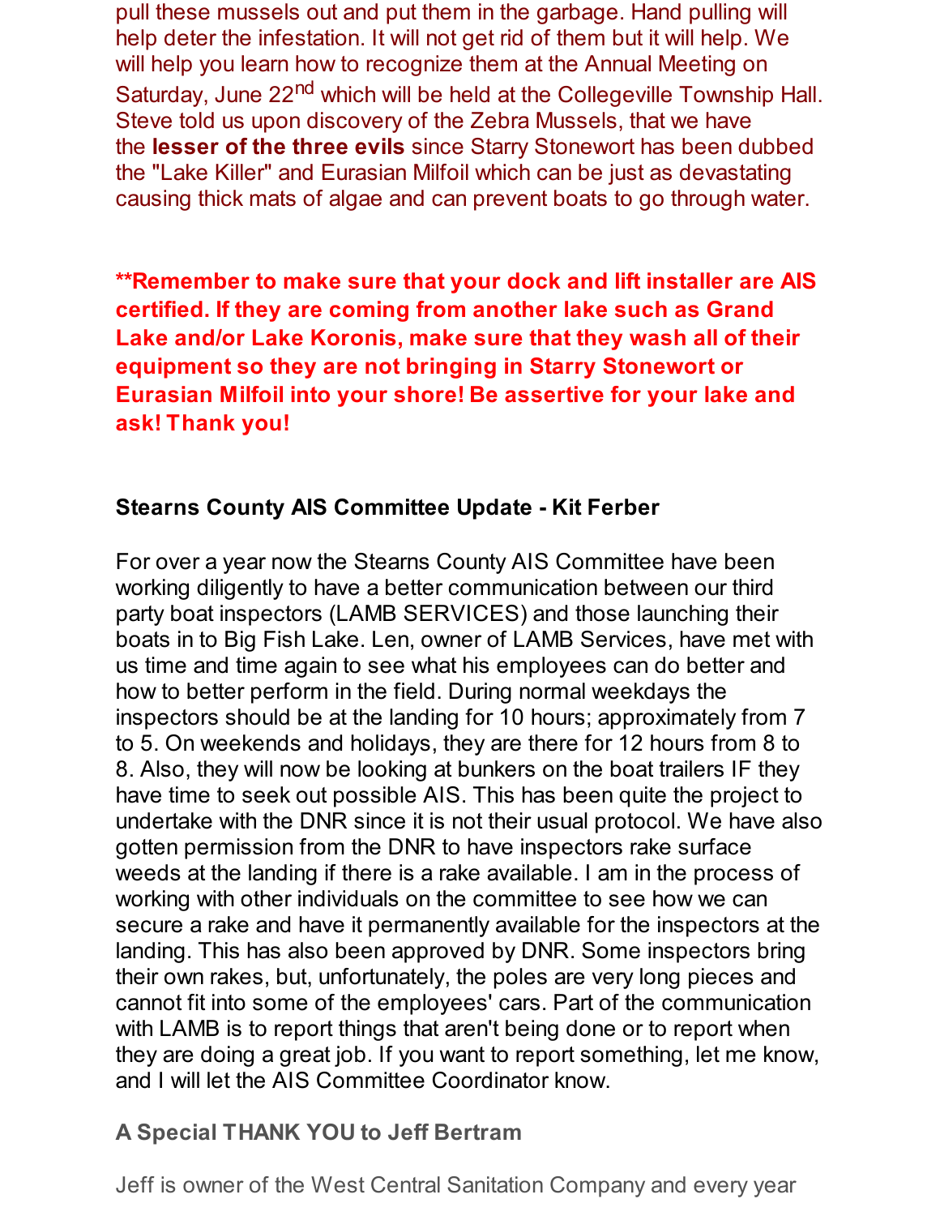pull these mussels out and put them in the garbage. Hand pulling will help deter the infestation. It will not get rid of them but it will help. We will help you learn how to recognize them at the Annual Meeting on Saturday, June 22nd which will be held at the Collegeville Township Hall. Steve told us upon discovery of the Zebra Mussels, that we have the **lesser of the three evils** since Starry Stonewort has been dubbed the "Lake Killer" and Eurasian Milfoil which can be just as devastating causing thick mats of algae and can prevent boats to go through water.

**Remember to make sure that your dock and lift installer are AIS certified. If they are coming from another lake such as Grand Lake and/or Lake Koronis, make sure that they wash all of their equipment so they are not bringing in Starry Stonewort or Eurasian Milfoil into your shore! Be assertive for your lake and ask! Thank you!**

**Stearns County AIS Committee Update - Kit Ferber**

For over a year now the Stearns County AIS Committee have been working diligently to have a better communication between our third party boat inspectors (LAMB SERVICES) and those launching their boats in to Big Fish Lake. Len, owner of LAMB Services, have met with us time and time again to see what his employees can do better and how to better perform in the field. During normal weekdays the inspectors should be at the landing for 10 hours; approximately from 7 to 5. On weekends and holidays, they are there for 12 hours from 8 to 8. Also, they will now be looking at bunkers on the boat trailers IF they have time to seek out possible AIS. This has been quite the project to undertake with the DNR since it is not their usual protocol. We have also gotten permission from the DNR to have inspectors rake surface weeds at the landing if there is a rake available. I am in the process of working with other individuals on the committee to see how we can secure a rake and have it permanently available for the inspectors at the landing. This has also been approved by DNR. Some inspectors bring their own rakes, but, unfortunately, the poles are very long pieces and cannot fit into some of the employees' cars. Part of the communication with LAMB is to report things that aren't being done or to report when they are doing a great job. If you want to report something, let me know, and I will let the AIS Committee Coordinator know.

**A Special THANK YOU to Jeff Bertram**

Jeff is owner of the West Central Sanitation Company and every year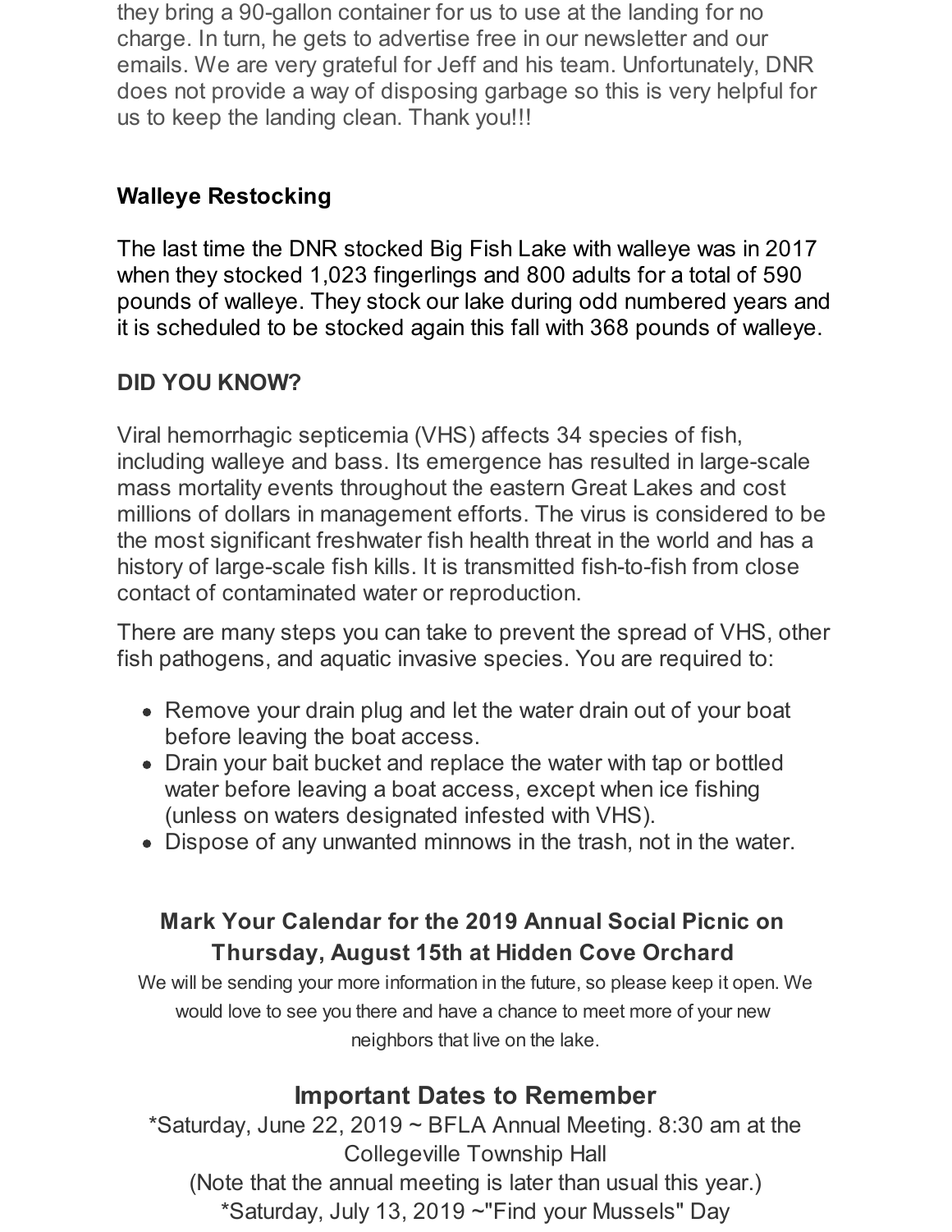they bring a 90-gallon container for us to use at the landing for no charge. In turn, he gets to advertise free in our newsletter and our emails. We are very grateful for Jeff and his team. Unfortunately, DNR does not provide a way of disposing garbage so this is very helpful for us to keep the landing clean. Thank you!!!

**Walleye Restocking**

The last time the DNR stocked Big Fish Lake with walleye was in 2017 when they stocked 1,023 fingerlings and 800 adults for a total of 590 pounds of walleye. They stock our lake during odd numbered years and it is scheduled to be stocked again this fall with 368 pounds of walleye.

**DID YOU KNOW?**

Viral hemorrhagic septicemia (VHS) affects 34 species of fish, including walleye and bass. Its emergence has resulted in large-scale mass mortality events throughout the eastern Great Lakes and cost millions of dollars in management efforts. The virus is considered to be the most significant freshwater fish health threat in the world and has a history of large-scale fish kills. It is transmitted fish-to-fish from close contact of contaminated water or reproduction.

There are many steps you can take to prevent the spread of VHS, other fish pathogens, and aquatic invasive species. You are required to:

- Remove your drain plug and let the water drain out of your boat before leaving the boat access.
- Drain your bait bucket and replace the water with tap or bottled water before leaving a boat access, except when ice fishing (unless on waters designated infested with VHS).
- Dispose of any unwanted minnows in the trash, not in the water.

**Mark Your Calendar for the 2019 Annual Social Picnic on Thursday, August 15th at Hidden Cove Orchard**

We will be sending your more information in the future, so please keep it open. We would love to see you there and have a chance to meet more of your new neighbors that live on the lake.

## Important Dates to Remember

*Saturday, June 22, 2019 ~ BFLA Annual Meeting. 8:30 am at the Collegeville Township Hall
(Note that the annual meeting is later than usual this year.)
*Saturday, July 13, 2019 ~"Find your Mussels" Day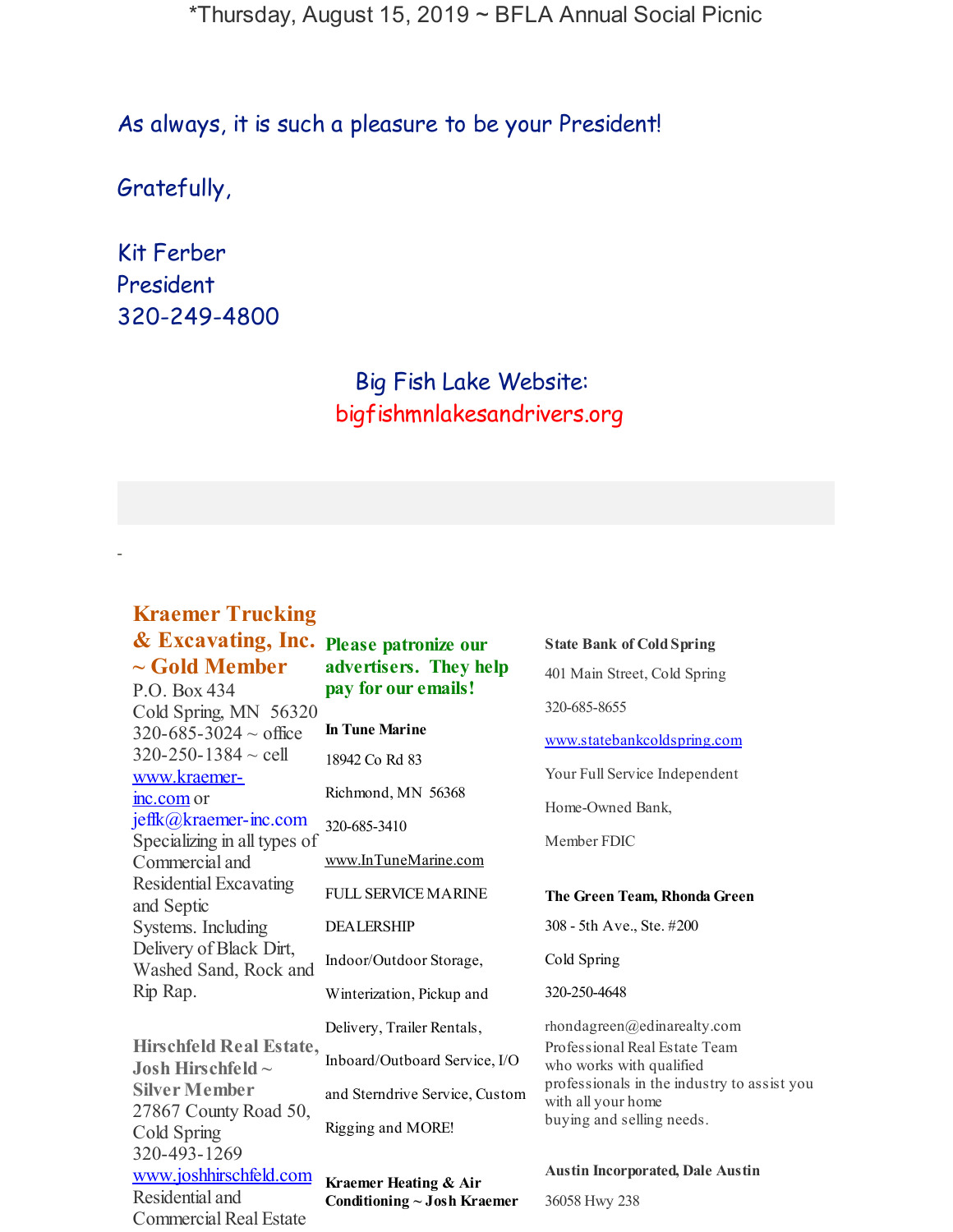*Thursday, August 15, 2019 ~ BFLA Annual Social Picnic

As always, it is such a pleasure to be your President!

Gratefully,

Kit Ferber
President
320-249-4800

Big Fish Lake Website:
bigfishmnlakesandrivers.org

-

**Kraemer Trucking & Excavating, Inc. ~ Gold Member**
P.O. Box 434
Cold Spring, MN 56320
320-685-3024 ~ office
320-250-1384 ~ cell
www.kraemer-inc.com or
jeffk@kraemer-inc.com
Specializing in all types of Commercial and Residential Excavating and Septic Systems. Including Delivery of Black Dirt, Washed Sand, Rock and Rip Rap.

**Hirschfeld Real Estate, Josh Hirschfeld ~ Silver Member**
27867 County Road 50, Cold Spring
320-493-1269
www.joshhirschfeld.com
Residential and Commercial Real Estate

**Please patronize our advertisers. They help pay for our emails!**

**In Tune Marine**

18942 Co Rd 83

Richmond, MN 56368

320-685-3410

www.InTuneMarine.com

FULL SERVICE MARINE DEALERSHIP

Indoor/Outdoor Storage, Winterization, Pickup and Delivery, Trailer Rentals, Inboard/Outboard Service, I/O and Sterndrive Service, Custom Rigging and MORE!

**Kraemer Heating & Air Conditioning ~ Josh Kraemer**

**State Bank of Cold Spring**

401 Main Street, Cold Spring

320-685-8655

www.statebankcoldspring.com

Your Full Service Independent Home-Owned Bank,

Member FDIC

**The Green Team, Rhonda Green**

308 - 5th Ave., Ste. #200

Cold Spring

320-250-4648

rhondagreen@edinarealty.com
Professional Real Estate Team who works with qualified professionals in the industry to assist you with all your home buying and selling needs.

**Austin Incorporated, Dale Austin**

36058 Hwy 238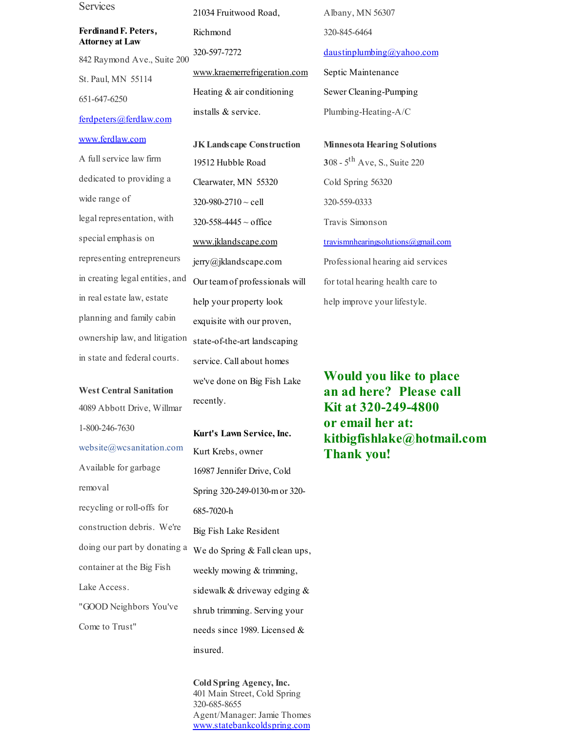Services

**Ferdinand F. Peters, Attorney at Law**

842 Raymond Ave., Suite 200

St. Paul, MN 55114

651-647-6250

ferdpeters@ferdlaw.com

www.ferdlaw.com

A full service law firm dedicated to providing a wide range of legal representation, with special emphasis on representing entrepreneurs in creating legal entities, and in real estate law, estate planning and family cabin ownership law, and litigation in state and federal courts.

**West Central Sanitation**

4089 Abbott Drive, Willmar

1-800-246-7630

website@wcsanitation.com

Available for garbage removal recycling or roll-offs for construction debris. We're doing our part by donating a container at the Big Fish Lake Access.

"GOOD Neighbors You've Come to Trust"

21034 Fruitwood Road, Richmond

320-597-7272

www.kraemerrefrigeration.com

Heating & air conditioning installs & service.

**JK Landscape Construction**

19512 Hubble Road

Clearwater, MN 55320

320-980-2710 ~ cell

320-558-4445 ~ office

www.jklandscape.com

jerry@jklandscape.com

Our team of professionals will help your property look exquisite with our proven, state-of-the-art landscaping service. Call about homes we've done on Big Fish Lake recently.

**Kurt's Lawn Service, Inc.**

Kurt Krebs, owner

16987 Jennifer Drive, Cold Spring 320-249-0130-m or 320-685-7020-h

Big Fish Lake Resident

We do Spring & Fall clean ups, weekly mowing & trimming, sidewalk & driveway edging & shrub trimming. Serving your needs since 1989. Licensed & insured.

**Cold Spring Agency, Inc.**
401 Main Street, Cold Spring
320-685-8655
Agent/Manager: Jamie Thomes
www.statebankcoldspring.com

Albany, MN 56307

320-845-6464

daustinplumbing@yahoo.com

Septic Maintenance

Sewer Cleaning-Pumping

Plumbing-Heating-A/C

**Minnesota Hearing Solutions**

308 - 5th Ave, S., Suite 220

Cold Spring 56320

320-559-0333

Travis Simonson

travismnhearingsolutions@gmail.com

Professional hearing aid services for total hearing health care to help improve your lifestyle.

**Would you like to place an ad here? Please call Kit at 320-249-4800 or email her at: kitbigfishlake@hotmail.com Thank you!**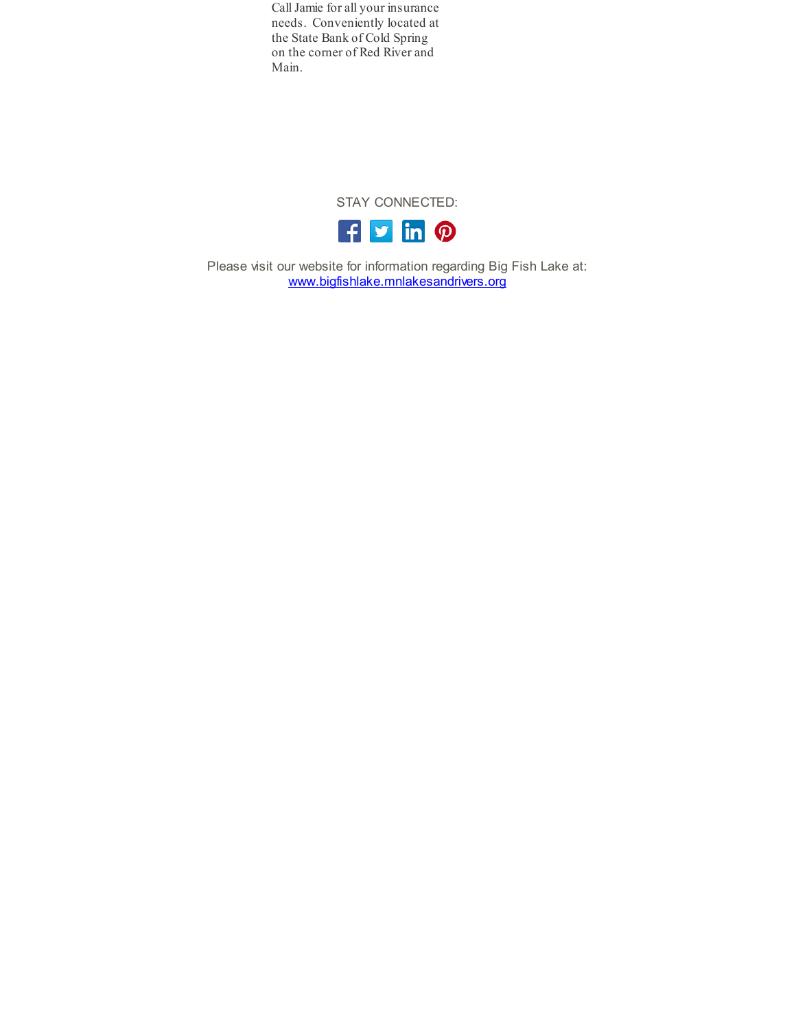Call Jamie for all your insurance needs. Conveniently located at the State Bank of Cold Spring on the corner of Red River and Main.

STAY CONNECTED:

Please visit our website for information regarding Big Fish Lake at:
www.bigfishlake.mnlakesandrivers.org